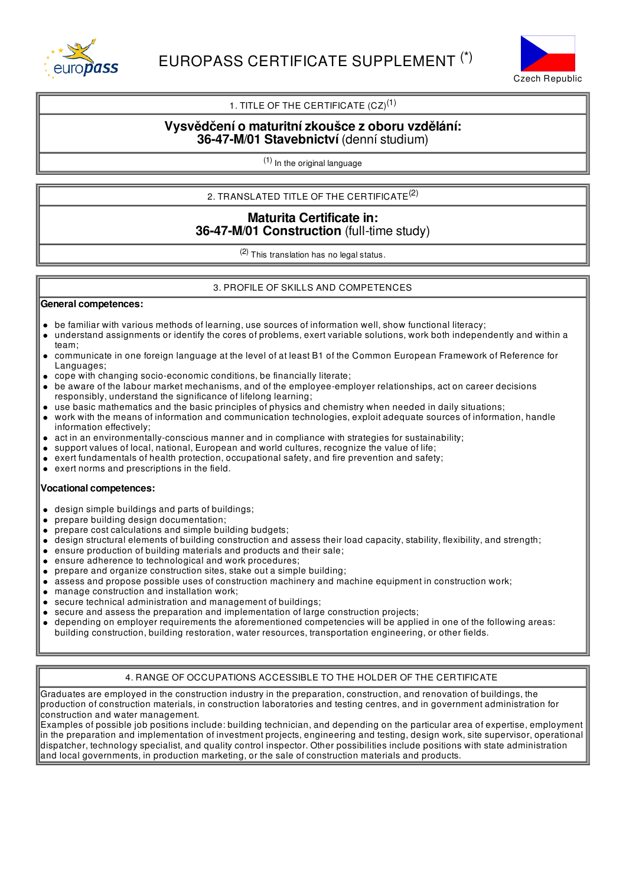# EUROPASS CERTIFICATE SUPPLEMENT (*)

Czech Republic

## 1. TITLE OF THE CERTIFICATE (CZ)[1]

**Vysvědčení o maturitní zkoušce z oboru vzdělání:**
**36-47-M/01 Stavebnictví** (denní studium)

[1] In the original language

## 2. TRANSLATED TITLE OF THE CERTIFICATE[2]

**Maturita Certificate in:**
**36-47-M/01 Construction** (full-time study)

[2] This translation has no legal status.

## 3. PROFILE OF SKILLS AND COMPETENCES

**General competences:**

- be familiar with various methods of learning, use sources of information well, show functional literacy;
- understand assignments or identify the cores of problems, exert variable solutions, work both independently and within a team;
- communicate in one foreign language at the level of at least B1 of the Common European Framework of Reference for Languages;
- cope with changing socio-economic conditions, be financially literate;
- be aware of the labour market mechanisms, and of the employee-employer relationships, act on career decisions responsibly, understand the significance of lifelong learning;
- use basic mathematics and the basic principles of physics and chemistry when needed in daily situations;
- work with the means of information and communication technologies, exploit adequate sources of information, handle information effectively;
- act in an environmentally-conscious manner and in compliance with strategies for sustainability;
- support values of local, national, European and world cultures, recognize the value of life;
- exert fundamentals of health protection, occupational safety, and fire prevention and safety;
- exert norms and prescriptions in the field.

**Vocational competences:**

- design simple buildings and parts of buildings;
- prepare building design documentation;
- prepare cost calculations and simple building budgets;
- design structural elements of building construction and assess their load capacity, stability, flexibility, and strength;
- ensure production of building materials and products and their sale;
- ensure adherence to technological and work procedures;
- prepare and organize construction sites, stake out a simple building;
- assess and propose possible uses of construction machinery and machine equipment in construction work;
- manage construction and installation work;
- secure technical administration and management of buildings;
- secure and assess the preparation and implementation of large construction projects;
- depending on employer requirements the aforementioned competencies will be applied in one of the following areas: building construction, building restoration, water resources, transportation engineering, or other fields.

## 4. RANGE OF OCCUPATIONS ACCESSIBLE TO THE HOLDER OF THE CERTIFICATE

Graduates are employed in the construction industry in the preparation, construction, and renovation of buildings, the production of construction materials, in construction laboratories and testing centres, and in government administration for construction and water management.
Examples of possible job positions include: building technician, and depending on the particular area of expertise, employment in the preparation and implementation of investment projects, engineering and testing, design work, site supervisor, operational dispatcher, technology specialist, and quality control inspector. Other possibilities include positions with state administration and local governments, in production marketing, or the sale of construction materials and products.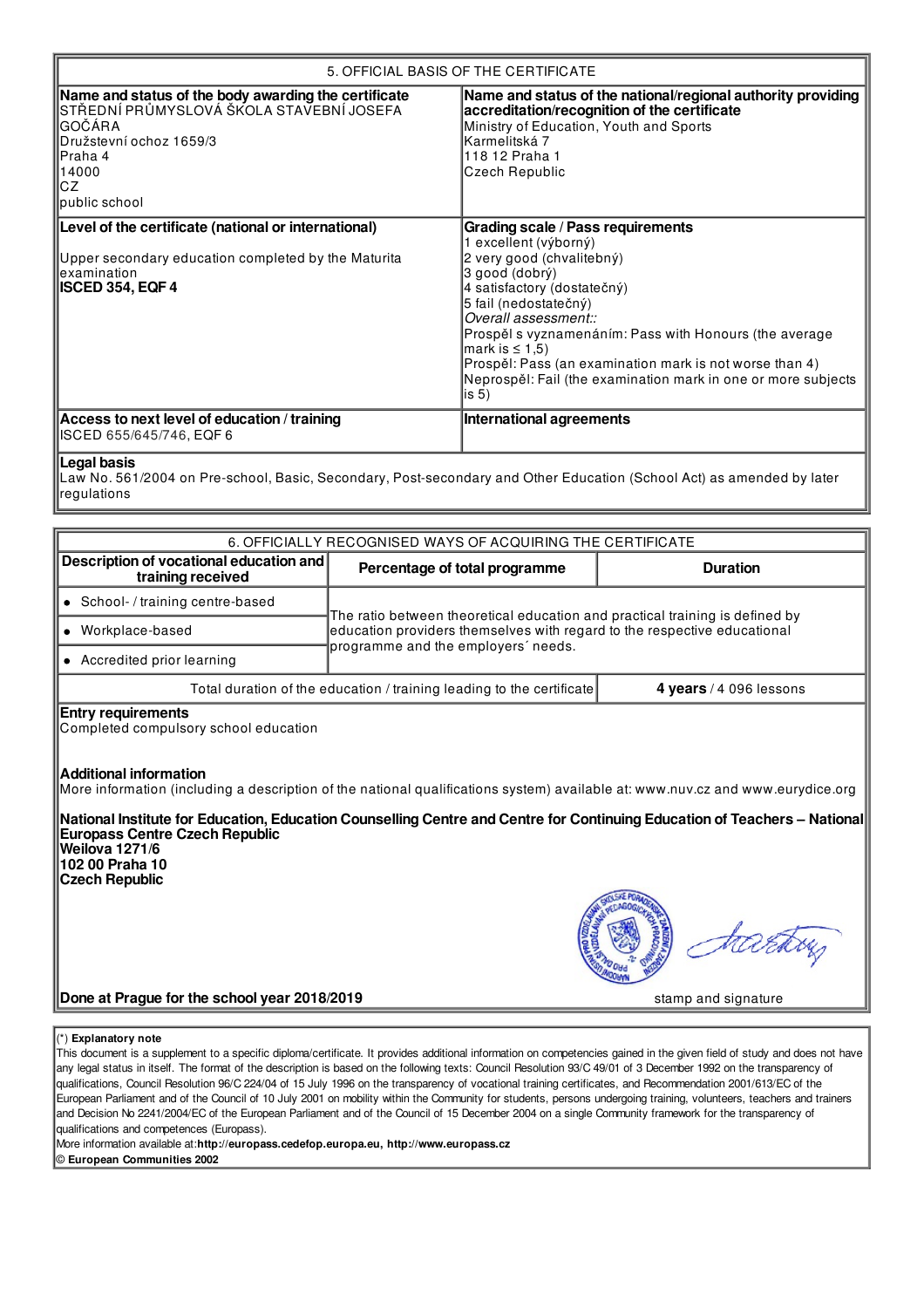## 5. OFFICIAL BASIS OF THE CERTIFICATE

| | |
|---|---|
| **Name and status of the body awarding the certificate**<br>STŘEDNÍ PRŮMYSLOVÁ ŠKOLA STAVEBNÍ JOSEFA GOČÁRA<br>Družstevní ochoz 1659/3<br>Praha 4<br>14000<br>CZ<br>public school | **Name and status of the national/regional authority providing accreditation/recognition of the certificate**<br>Ministry of Education, Youth and Sports<br>Karmelitská 7<br>118 12 Praha 1<br>Czech Republic |
| **Level of the certificate (national or international)**<br><br>Upper secondary education completed by the Maturita examination<br>**ISCED 354, EQF 4** | **Grading scale / Pass requirements**<br>1 excellent (výborný)<br>2 very good (chvalitebný)<br>3 good (dobrý)<br>4 satisfactory (dostatečný)<br>5 fail (nedostatečný)<br>*Overall assessment::*<br>Prospěl s vyznamenáním: Pass with Honours (the average mark is ≤ 1,5)<br>Prospěl: Pass (an examination mark is not worse than 4)<br>Neprospěl: Fail (the examination mark in one or more subjects is 5) |
| **Access to next level of education / training**<br>ISCED 655/645/746, EQF 6 | **International agreements** |

**Legal basis**
Law No. 561/2004 on Pre-school, Basic, Secondary, Post-secondary and Other Education (School Act) as amended by later regulations

## 6. OFFICIALLY RECOGNISED WAYS OF ACQUIRING THE CERTIFICATE

| Description of vocational education and training received | Percentage of total programme | Duration |
|---|---|---|
| • School- / training centre-based | The ratio between theoretical education and practical training is defined by education providers themselves with regard to the respective educational programme and the employers´ needs. | |
| • Workplace-based | | |
| • Accredited prior learning | | |
| Total duration of the education / training leading to the certificate | | **4 years** / 4 096 lessons |

**Entry requirements**
Completed compulsory school education

**Additional information**
More information (including a description of the national qualifications system) available at: www.nuv.cz and www.eurydice.org

**National Institute for Education, Education Counselling Centre and Centre for Continuing Education of Teachers – National Europass Centre Czech Republic**
**Weilova 1271/6**
**102 00 Praha 10**
**Czech Republic**

**Done at Prague for the school year 2018/2019**

stamp and signature

(*) **Explanatory note**
This document is a supplement to a specific diploma/certificate. It provides additional information on competencies gained in the given field of study and does not have any legal status in itself. The format of the description is based on the following texts: Council Resolution 93/C 49/01 of 3 December 1992 on the transparency of qualifications, Council Resolution 96/C 224/04 of 15 July 1996 on the transparency of vocational training certificates, and Recommendation 2001/613/EC of the European Parliament and of the Council of 10 July 2001 on mobility within the Community for students, persons undergoing training, volunteers, teachers and trainers and Decision No 2241/2004/EC of the European Parliament and of the Council of 15 December 2004 on a single Community framework for the transparency of qualifications and competences (Europass).
More information available at:**http://europass.cedefop.europa.eu, http://www.europass.cz**
**© European Communities 2002**